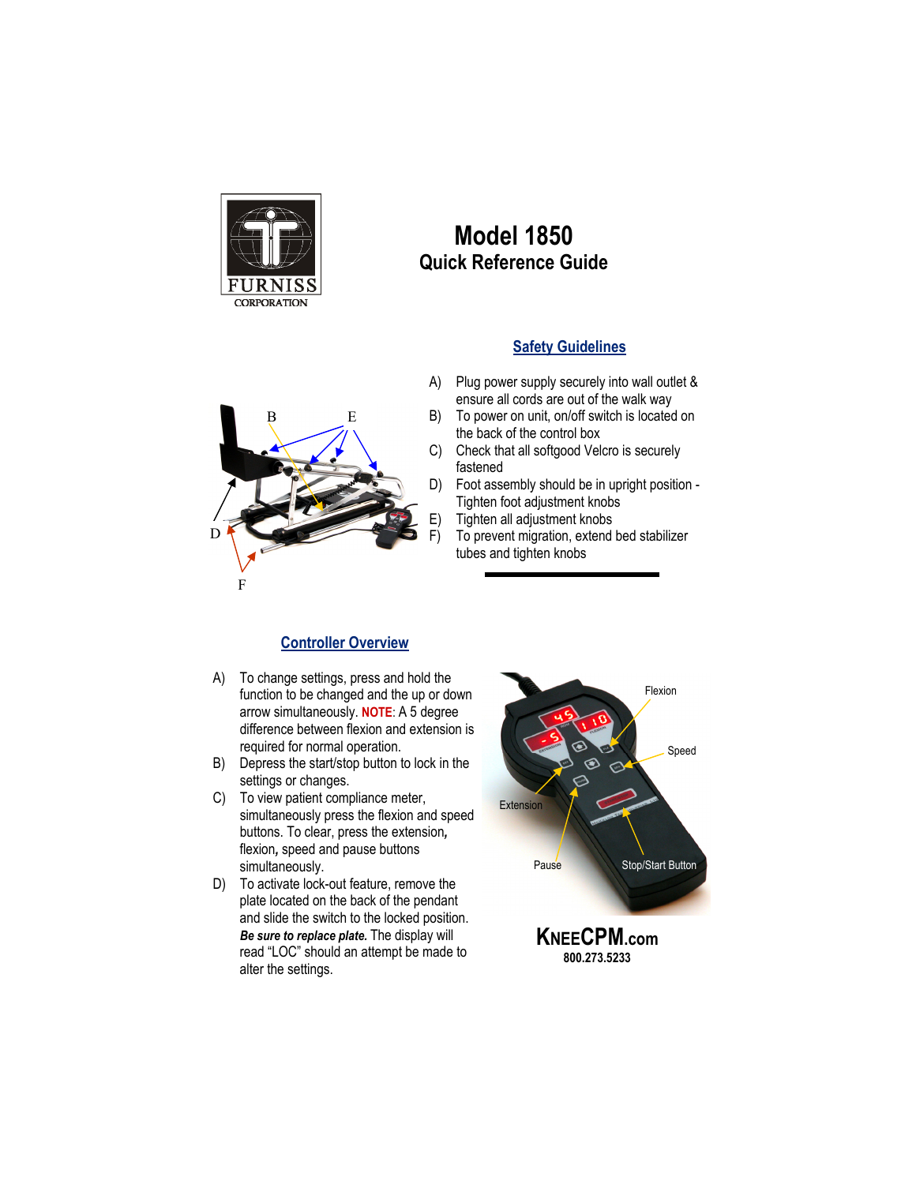FURNISS CORPORATION

# Model 1850

## Quick Reference Guide

### Safety Guidelines

A) Plug power supply securely into wall outlet & ensure all cords are out of the walk way

B) To power on unit, on/off switch is located on the back of the control box

C) Check that all softgood Velcro is securely fastened

D) Foot assembly should be in upright position - Tighten foot adjustment knobs

E) Tighten all adjustment knobs

F) To prevent migration, extend bed stabilizer tubes and tighten knobs

### Controller Overview

A) To change settings, press and hold the function to be changed and the up or down arrow simultaneously. **NOTE**: A 5 degree difference between flexion and extension is required for normal operation.

B) Depress the start/stop button to lock in the settings or changes.

C) To view patient compliance meter, simultaneously press the flexion and speed buttons. To clear, press the extension, flexion, speed and pause buttons simultaneously.

D) To activate lock-out feature, remove the plate located on the back of the pendant and slide the switch to the locked position. ***Be sure to replace plate.*** The display will read “LOC” should an attempt be made to alter the settings.

**KNEECPM.com**
**800.273.5233**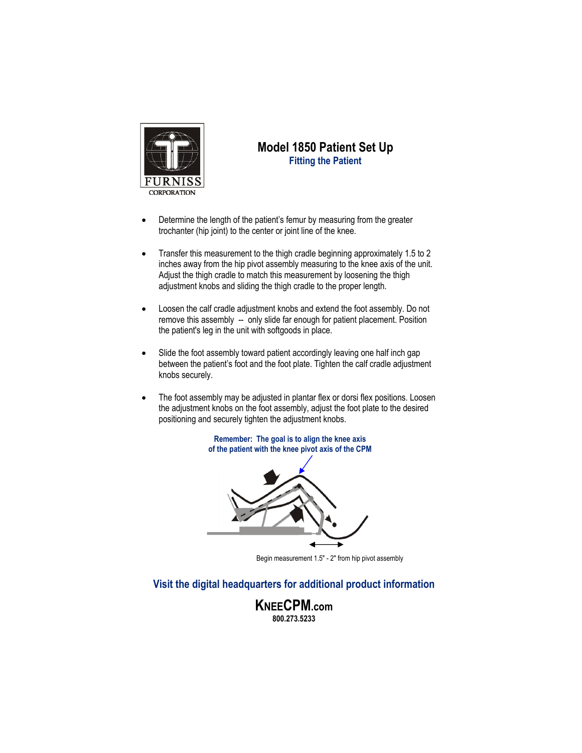FURNISS
CORPORATION

# Model 1850 Patient Set Up

## Fitting the Patient

- Determine the length of the patient's femur by measuring from the greater trochanter (hip joint) to the center or joint line of the knee.
- Transfer this measurement to the thigh cradle beginning approximately 1.5 to 2 inches away from the hip pivot assembly measuring to the knee axis of the unit. Adjust the thigh cradle to match this measurement by loosening the thigh adjustment knobs and sliding the thigh cradle to the proper length.
- Loosen the calf cradle adjustment knobs and extend the foot assembly. Do not remove this assembly -- only slide far enough for patient placement. Position the patient's leg in the unit with softgoods in place.
- Slide the foot assembly toward patient accordingly leaving one half inch gap between the patient's foot and the foot plate. Tighten the calf cradle adjustment knobs securely.
- The foot assembly may be adjusted in plantar flex or dorsi flex positions. Loosen the adjustment knobs on the foot assembly, adjust the foot plate to the desired positioning and securely tighten the adjustment knobs.

**Remember: The goal is to align the knee axis of the patient with the knee pivot axis of the CPM**

Begin measurement 1.5" - 2" from hip pivot assembly

**Visit the digital headquarters for additional product information**

**KNEECPM.com**
**800.273.5233**